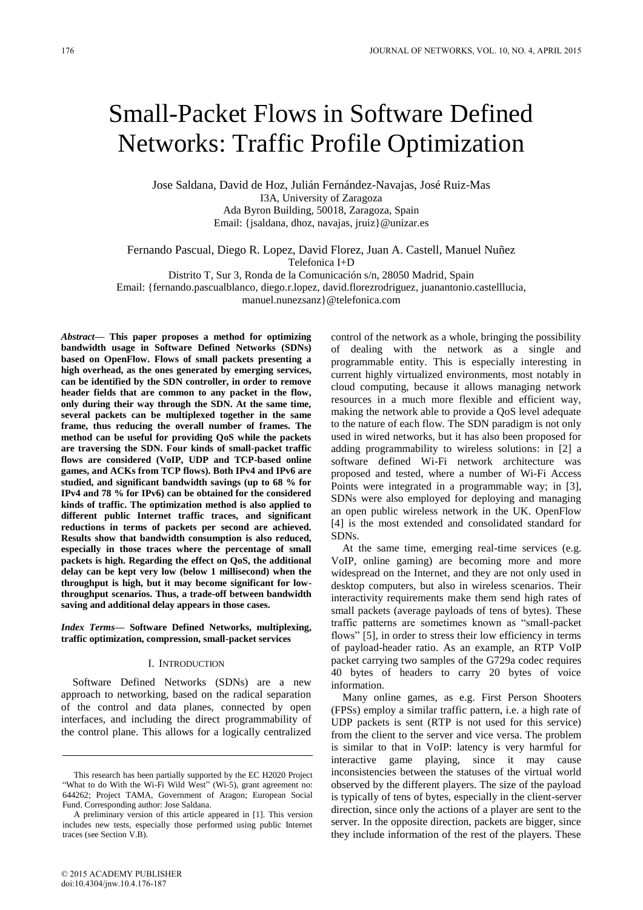# Small-Packet Flows in Software Defined Networks: Traffic Profile Optimization

Jose Saldana, David de Hoz, Julián Fernández-Navajas, José Ruiz-Mas
I3A, University of Zaragoza
Ada Byron Building, 50018, Zaragoza, Spain
Email: {jsaldana, dhoz, navajas, jruiz}@unizar.es

Fernando Pascual, Diego R. Lopez, David Florez, Juan A. Castell, Manuel Nuñez
Telefonica I+D
Distrito T, Sur 3, Ronda de la Comunicación s/n, 28050 Madrid, Spain
Email: {fernando.pascualblanco, diego.r.lopez, david.florezrodriguez, juanantonio.castelllucia, manuel.nunezsanz}@telefonica.com

***Abstract*— This paper proposes a method for optimizing bandwidth usage in Software Defined Networks (SDNs) based on OpenFlow. Flows of small packets presenting a high overhead, as the ones generated by emerging services, can be identified by the SDN controller, in order to remove header fields that are common to any packet in the flow, only during their way through the SDN. At the same time, several packets can be multiplexed together in the same frame, thus reducing the overall number of frames. The method can be useful for providing QoS while the packets are traversing the SDN. Four kinds of small-packet traffic flows are considered (VoIP, UDP and TCP-based online games, and ACKs from TCP flows). Both IPv4 and IPv6 are studied, and significant bandwidth savings (up to 68 % for IPv4 and 78 % for IPv6) can be obtained for the considered kinds of traffic. The optimization method is also applied to different public Internet traffic traces, and significant reductions in terms of packets per second are achieved. Results show that bandwidth consumption is also reduced, especially in those traces where the percentage of small packets is high. Regarding the effect on QoS, the additional delay can be kept very low (below 1 millisecond) when the throughput is high, but it may become significant for low-throughput scenarios. Thus, a trade-off between bandwidth saving and additional delay appears in those cases.**

***Index Terms*— Software Defined Networks, multiplexing, traffic optimization, compression, small-packet services**

## I. Introduction

Software Defined Networks (SDNs) are a new approach to networking, based on the radical separation of the control and data planes, connected by open interfaces, and including the direct programmability of the control plane. This allows for a logically centralized control of the network as a whole, bringing the possibility of dealing with the network as a single and programmable entity. This is especially interesting in current highly virtualized environments, most notably in cloud computing, because it allows managing network resources in a much more flexible and efficient way, making the network able to provide a QoS level adequate to the nature of each flow. The SDN paradigm is not only used in wired networks, but it has also been proposed for adding programmability to wireless solutions: in [2] a software defined Wi-Fi network architecture was proposed and tested, where a number of Wi-Fi Access Points were integrated in a programmable way; in [3], SDNs were also employed for deploying and managing an open public wireless network in the UK. OpenFlow [4] is the most extended and consolidated standard for SDNs.

At the same time, emerging real-time services (e.g. VoIP, online gaming) are becoming more and more widespread on the Internet, and they are not only used in desktop computers, but also in wireless scenarios. Their interactivity requirements make them send high rates of small packets (average payloads of tens of bytes). These traffic patterns are sometimes known as "small-packet flows" [5], in order to stress their low efficiency in terms of payload-header ratio. As an example, an RTP VoIP packet carrying two samples of the G729a codec requires 40 bytes of headers to carry 20 bytes of voice information.

Many online games, as e.g. First Person Shooters (FPSs) employ a similar traffic pattern, i.e. a high rate of UDP packets is sent (RTP is not used for this service) from the client to the server and vice versa. The problem is similar to that in VoIP: latency is very harmful for interactive game playing, since it may cause inconsistencies between the statuses of the virtual world observed by the different players. The size of the payload is typically of tens of bytes, especially in the client-server direction, since only the actions of a player are sent to the server. In the opposite direction, packets are bigger, since they include information of the rest of the players. These

---

This research has been partially supported by the EC H2020 Project "What to do With the Wi-Fi Wild West" (Wi-5), grant agreement no: 644262; Project TAMA, Government of Aragon; European Social Fund. Corresponding author: Jose Saldana.

A preliminary version of this article appeared in [1]. This version includes new tests, especially those performed using public Internet traces (see Section V.B).

© 2015 ACADEMY PUBLISHER
doi:10.4304/jnw.10.4.176-187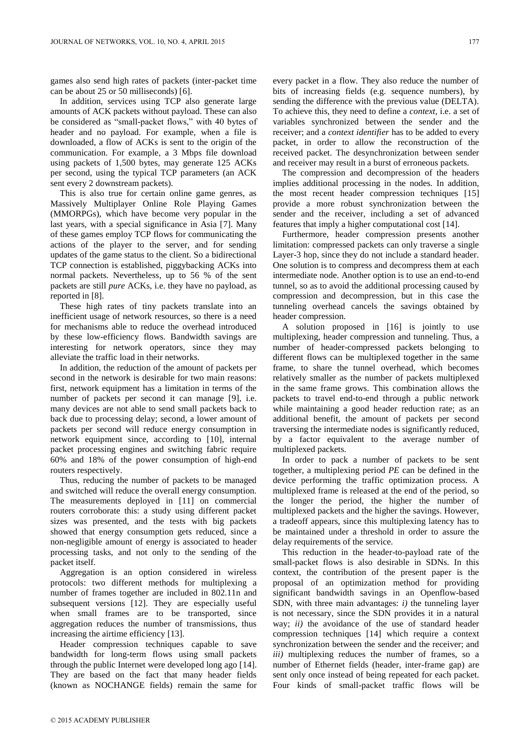games also send high rates of packets (inter-packet time can be about 25 or 50 milliseconds) [6].

In addition, services using TCP also generate large amounts of ACK packets without payload. These can also be considered as "small-packet flows," with 40 bytes of header and no payload. For example, when a file is downloaded, a flow of ACKs is sent to the origin of the communication. For example, a 3 Mbps file download using packets of 1,500 bytes, may generate 125 ACKs per second, using the typical TCP parameters (an ACK sent every 2 downstream packets).

This is also true for certain online game genres, as Massively Multiplayer Online Role Playing Games (MMORPGs), which have become very popular in the last years, with a special significance in Asia [7]. Many of these games employ TCP flows for communicating the actions of the player to the server, and for sending updates of the game status to the client. So a bidirectional TCP connection is established, piggybacking ACKs into normal packets. Nevertheless, up to 56 % of the sent packets are still *pure* ACKs, i.e. they have no payload, as reported in [8].

These high rates of tiny packets translate into an inefficient usage of network resources, so there is a need for mechanisms able to reduce the overhead introduced by these low-efficiency flows. Bandwidth savings are interesting for network operators, since they may alleviate the traffic load in their networks.

In addition, the reduction of the amount of packets per second in the network is desirable for two main reasons: first, network equipment has a limitation in terms of the number of packets per second it can manage [9], i.e. many devices are not able to send small packets back to back due to processing delay; second, a lower amount of packets per second will reduce energy consumption in network equipment since, according to [10], internal packet processing engines and switching fabric require 60% and 18% of the power consumption of high-end routers respectively.

Thus, reducing the number of packets to be managed and switched will reduce the overall energy consumption. The measurements deployed in [11] on commercial routers corroborate this: a study using different packet sizes was presented, and the tests with big packets showed that energy consumption gets reduced, since a non-negligible amount of energy is associated to header processing tasks, and not only to the sending of the packet itself.

Aggregation is an option considered in wireless protocols: two different methods for multiplexing a number of frames together are included in 802.11n and subsequent versions [12]. They are especially useful when small frames are to be transported, since aggregation reduces the number of transmissions, thus increasing the airtime efficiency [13].

Header compression techniques capable to save bandwidth for long-term flows using small packets through the public Internet were developed long ago [14]. They are based on the fact that many header fields (known as NOCHANGE fields) remain the same for every packet in a flow. They also reduce the number of bits of increasing fields (e.g. sequence numbers), by sending the difference with the previous value (DELTA). To achieve this, they need to define a *context*, i.e. a set of variables synchronized between the sender and the receiver; and a *context identifier* has to be added to every packet, in order to allow the reconstruction of the received packet. The desynchronization between sender and receiver may result in a burst of erroneous packets.

The compression and decompression of the headers implies additional processing in the nodes. In addition, the most recent header compression techniques [15] provide a more robust synchronization between the sender and the receiver, including a set of advanced features that imply a higher computational cost [14].

Furthermore, header compression presents another limitation: compressed packets can only traverse a single Layer-3 hop, since they do not include a standard header. One solution is to compress and decompress them at each intermediate node. Another option is to use an end-to-end tunnel, so as to avoid the additional processing caused by compression and decompression, but in this case the tunneling overhead cancels the savings obtained by header compression.

A solution proposed in [16] is jointly to use multiplexing, header compression and tunneling. Thus, a number of header-compressed packets belonging to different flows can be multiplexed together in the same frame, to share the tunnel overhead, which becomes relatively smaller as the number of packets multiplexed in the same frame grows. This combination allows the packets to travel end-to-end through a public network while maintaining a good header reduction rate; as an additional benefit, the amount of packets per second traversing the intermediate nodes is significantly reduced, by a factor equivalent to the average number of multiplexed packets.

In order to pack a number of packets to be sent together, a multiplexing period *PE* can be defined in the device performing the traffic optimization process. A multiplexed frame is released at the end of the period, so the longer the period, the higher the number of multiplexed packets and the higher the savings. However, a tradeoff appears, since this multiplexing latency has to be maintained under a threshold in order to assure the delay requirements of the service.

This reduction in the header-to-payload rate of the small-packet flows is also desirable in SDNs. In this context, the contribution of the present paper is the proposal of an optimization method for providing significant bandwidth savings in an Openflow-based SDN, with three main advantages: *i)* the tunneling layer is not necessary, since the SDN provides it in a natural way; *ii)* the avoidance of the use of standard header compression techniques [14] which require a context synchronization between the sender and the receiver; and *iii)* multiplexing reduces the number of frames, so a number of Ethernet fields (header, inter-frame gap) are sent only once instead of being repeated for each packet. Four kinds of small-packet traffic flows will be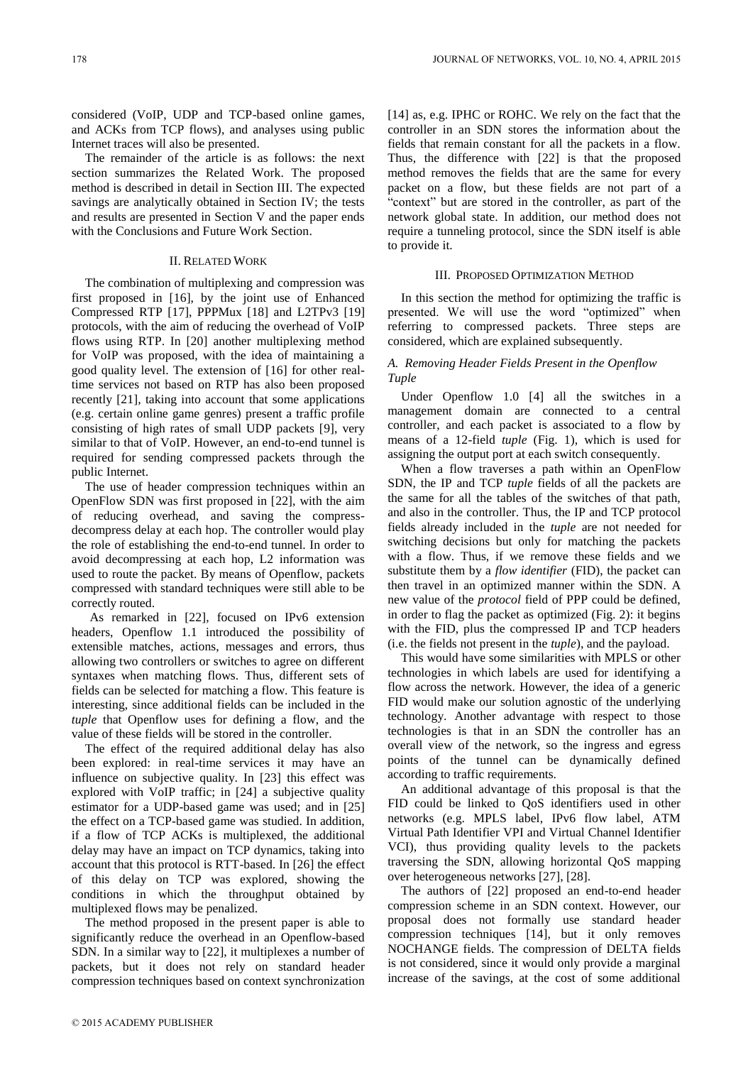considered (VoIP, UDP and TCP-based online games, and ACKs from TCP flows), and analyses using public Internet traces will also be presented.

The remainder of the article is as follows: the next section summarizes the Related Work. The proposed method is described in detail in Section III. The expected savings are analytically obtained in Section IV; the tests and results are presented in Section V and the paper ends with the Conclusions and Future Work Section.

## II. Related Work

The combination of multiplexing and compression was first proposed in [16], by the joint use of Enhanced Compressed RTP [17], PPPMux [18] and L2TPv3 [19] protocols, with the aim of reducing the overhead of VoIP flows using RTP. In [20] another multiplexing method for VoIP was proposed, with the idea of maintaining a good quality level. The extension of [16] for other real-time services not based on RTP has also been proposed recently [21], taking into account that some applications (e.g. certain online game genres) present a traffic profile consisting of high rates of small UDP packets [9], very similar to that of VoIP. However, an end-to-end tunnel is required for sending compressed packets through the public Internet.

The use of header compression techniques within an OpenFlow SDN was first proposed in [22], with the aim of reducing overhead, and saving the compress-decompress delay at each hop. The controller would play the role of establishing the end-to-end tunnel. In order to avoid decompressing at each hop, L2 information was used to route the packet. By means of Openflow, packets compressed with standard techniques were still able to be correctly routed.

As remarked in [22], focused on IPv6 extension headers, Openflow 1.1 introduced the possibility of extensible matches, actions, messages and errors, thus allowing two controllers or switches to agree on different syntaxes when matching flows. Thus, different sets of fields can be selected for matching a flow. This feature is interesting, since additional fields can be included in the *tuple* that Openflow uses for defining a flow, and the value of these fields will be stored in the controller.

The effect of the required additional delay has also been explored: in real-time services it may have an influence on subjective quality. In [23] this effect was explored with VoIP traffic; in [24] a subjective quality estimator for a UDP-based game was used; and in [25] the effect on a TCP-based game was studied. In addition, if a flow of TCP ACKs is multiplexed, the additional delay may have an impact on TCP dynamics, taking into account that this protocol is RTT-based. In [26] the effect of this delay on TCP was explored, showing the conditions in which the throughput obtained by multiplexed flows may be penalized.

The method proposed in the present paper is able to significantly reduce the overhead in an Openflow-based SDN. In a similar way to [22], it multiplexes a number of packets, but it does not rely on standard header compression techniques based on context synchronization [14] as, e.g. IPHC or ROHC. We rely on the fact that the controller in an SDN stores the information about the fields that remain constant for all the packets in a flow. Thus, the difference with [22] is that the proposed method removes the fields that are the same for every packet on a flow, but these fields are not part of a "context" but are stored in the controller, as part of the network global state. In addition, our method does not require a tunneling protocol, since the SDN itself is able to provide it.

## III. Proposed Optimization Method

In this section the method for optimizing the traffic is presented. We will use the word "optimized" when referring to compressed packets. Three steps are considered, which are explained subsequently.

### *A. Removing Header Fields Present in the Openflow Tuple*

Under Openflow 1.0 [4] all the switches in a management domain are connected to a central controller, and each packet is associated to a flow by means of a 12-field *tuple* (Fig. 1), which is used for assigning the output port at each switch consequently.

When a flow traverses a path within an OpenFlow SDN, the IP and TCP *tuple* fields of all the packets are the same for all the tables of the switches of that path, and also in the controller. Thus, the IP and TCP protocol fields already included in the *tuple* are not needed for switching decisions but only for matching the packets with a flow. Thus, if we remove these fields and we substitute them by a *flow identifier* (FID), the packet can then travel in an optimized manner within the SDN. A new value of the *protocol* field of PPP could be defined, in order to flag the packet as optimized (Fig. 2): it begins with the FID, plus the compressed IP and TCP headers (i.e. the fields not present in the *tuple*), and the payload.

This would have some similarities with MPLS or other technologies in which labels are used for identifying a flow across the network. However, the idea of a generic FID would make our solution agnostic of the underlying technology. Another advantage with respect to those technologies is that in an SDN the controller has an overall view of the network, so the ingress and egress points of the tunnel can be dynamically defined according to traffic requirements.

An additional advantage of this proposal is that the FID could be linked to QoS identifiers used in other networks (e.g. MPLS label, IPv6 flow label, ATM Virtual Path Identifier VPI and Virtual Channel Identifier VCI), thus providing quality levels to the packets traversing the SDN, allowing horizontal QoS mapping over heterogeneous networks [27], [28].

The authors of [22] proposed an end-to-end header compression scheme in an SDN context. However, our proposal does not formally use standard header compression techniques [14], but it only removes NOCHANGE fields. The compression of DELTA fields is not considered, since it would only provide a marginal increase of the savings, at the cost of some additional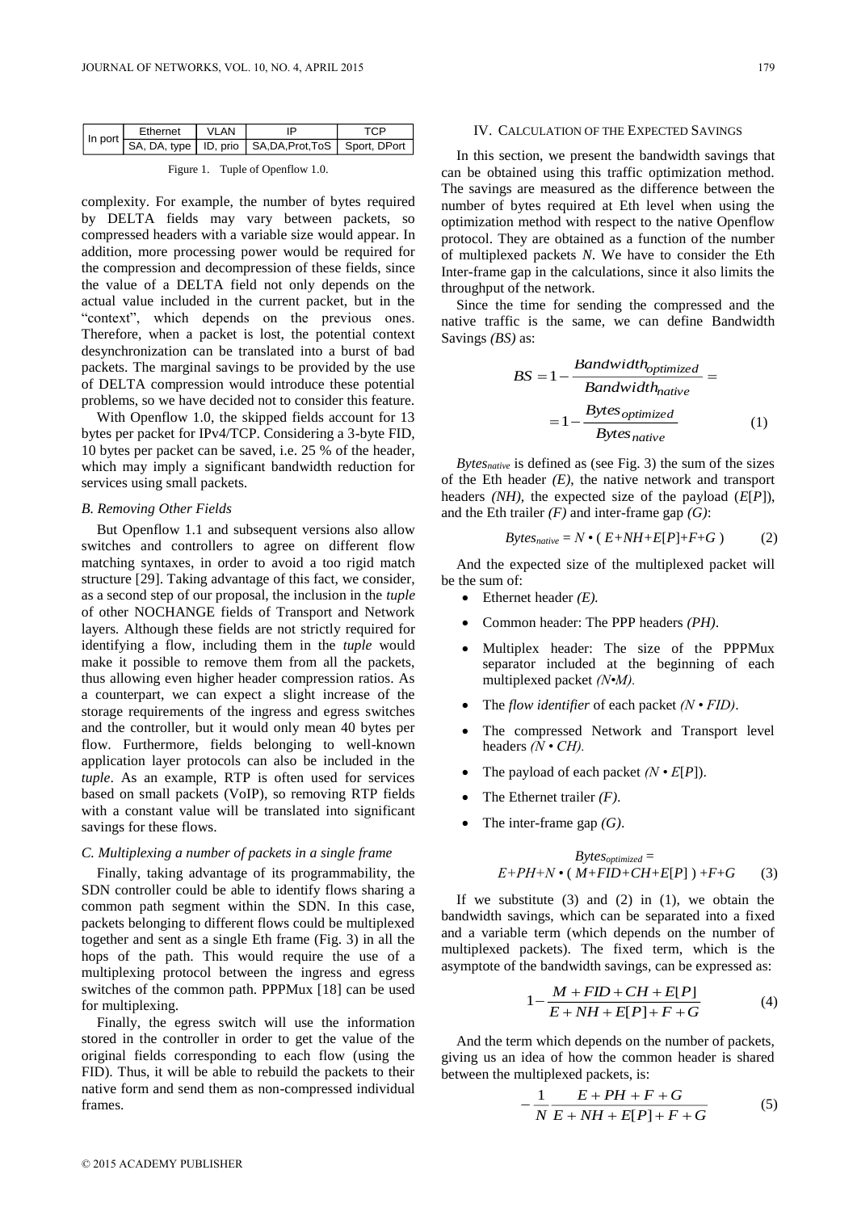| In port | Ethernet | VLAN | IP | TCP |
|---|---|---|---|---|
| | SA, DA, type | ID, prio | SA,DA,Prot,ToS | Sport, DPort |

Figure 1. Tuple of Openflow 1.0.

complexity. For example, the number of bytes required by DELTA fields may vary between packets, so compressed headers with a variable size would appear. In addition, more processing power would be required for the compression and decompression of these fields, since the value of a DELTA field not only depends on the actual value included in the current packet, but in the "context", which depends on the previous ones. Therefore, when a packet is lost, the potential context desynchronization can be translated into a burst of bad packets. The marginal savings to be provided by the use of DELTA compression would introduce these potential problems, so we have decided not to consider this feature.

With Openflow 1.0, the skipped fields account for 13 bytes per packet for IPv4/TCP. Considering a 3-byte FID, 10 bytes per packet can be saved, i.e. 25 % of the header, which may imply a significant bandwidth reduction for services using small packets.

### B. Removing Other Fields

But Openflow 1.1 and subsequent versions also allow switches and controllers to agree on different flow matching syntaxes, in order to avoid a too rigid match structure [29]. Taking advantage of this fact, we consider, as a second step of our proposal, the inclusion in the *tuple* of other NOCHANGE fields of Transport and Network layers. Although these fields are not strictly required for identifying a flow, including them in the *tuple* would make it possible to remove them from all the packets, thus allowing even higher header compression ratios. As a counterpart, we can expect a slight increase of the storage requirements of the ingress and egress switches and the controller, but it would only mean 40 bytes per flow. Furthermore, fields belonging to well-known application layer protocols can also be included in the *tuple*. As an example, RTP is often used for services based on small packets (VoIP), so removing RTP fields with a constant value will be translated into significant savings for these flows.

### C. Multiplexing a number of packets in a single frame

Finally, taking advantage of its programmability, the SDN controller could be able to identify flows sharing a common path segment within the SDN. In this case, packets belonging to different flows could be multiplexed together and sent as a single Eth frame (Fig. 3) in all the hops of the path. This would require the use of a multiplexing protocol between the ingress and egress switches of the common path. PPPMux [18] can be used for multiplexing.

Finally, the egress switch will use the information stored in the controller in order to get the value of the original fields corresponding to each flow (using the FID). Thus, it will be able to rebuild the packets to their native form and send them as non-compressed individual frames.

## IV. Calculation of the Expected Savings

In this section, we present the bandwidth savings that can be obtained using this traffic optimization method. The savings are measured as the difference between the number of bytes required at Eth level when using the optimization method with respect to the native Openflow protocol. They are obtained as a function of the number of multiplexed packets *N*. We have to consider the Eth Inter-frame gap in the calculations, since it also limits the throughput of the network.

Since the time for sending the compressed and the native traffic is the same, we can define Bandwidth Savings *(BS)* as:

$$BS = 1 - \frac{Bandwidth_{optimized}}{Bandwidth_{native}} = 1 - \frac{Bytes_{optimized}}{Bytes_{native}} \qquad (1)$$

$Bytes_{native}$ is defined as (see Fig. 3) the sum of the sizes of the Eth header *(E)*, the native network and transport headers *(NH)*, the expected size of the payload ($E[P]$), and the Eth trailer *(F)* and inter-frame gap *(G)*:

$$Bytes_{native} = N \cdot ( E+NH+E[P]+F+G ) \qquad (2)$$

And the expected size of the multiplexed packet will be the sum of:

- Ethernet header *(E)*.
- Common header: The PPP headers *(PH)*.
- Multiplex header: The size of the PPPMux separator included at the beginning of each multiplexed packet $(N \cdot M)$.
- The *flow identifier* of each packet $(N \cdot FID)$.
- The compressed Network and Transport level headers $(N \cdot CH)$.
- The payload of each packet $(N \cdot E[P])$.
- The Ethernet trailer *(F)*.
- The inter-frame gap *(G)*.

$$Bytes_{optimized} = E+PH+N \cdot ( M+FID+CH+E[P] ) +F+G \qquad (3)$$

If we substitute (3) and (2) in (1), we obtain the bandwidth savings, which can be separated into a fixed and a variable term (which depends on the number of multiplexed packets). The fixed term, which is the asymptote of the bandwidth savings, can be expressed as:

$$1 - \frac{M + FID + CH + E[P]}{E + NH + E[P] + F + G} \qquad (4)$$

And the term which depends on the number of packets, giving us an idea of how the common header is shared between the multiplexed packets, is:

$$-\frac{1}{N}\frac{E + PH + F + G}{E + NH + E[P] + F + G} \qquad (5)$$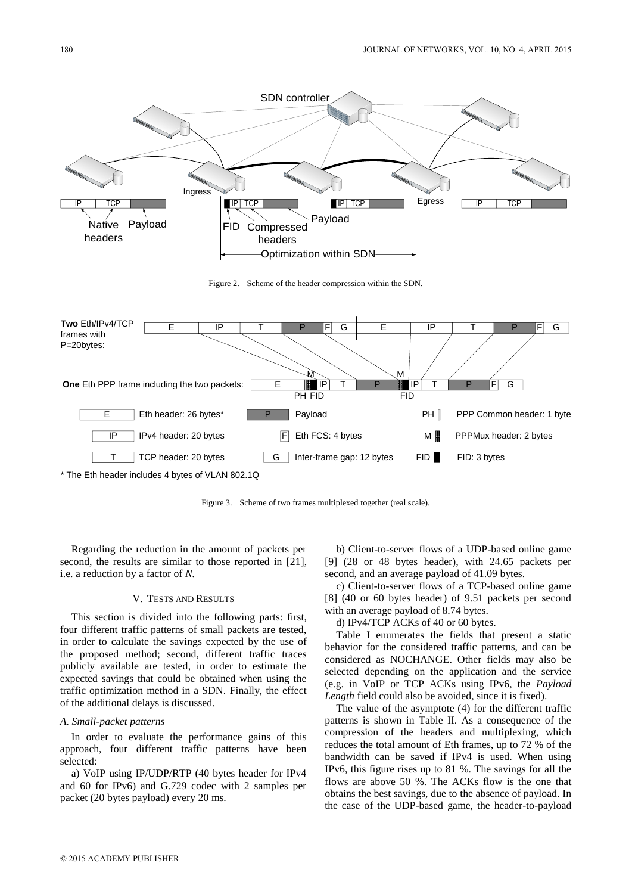Figure 2. Scheme of the header compression within the SDN.

Figure 3. Scheme of two frames multiplexed together (real scale).

Regarding the reduction in the amount of packets per second, the results are similar to those reported in [21], i.e. a reduction by a factor of *N*.

## V. Tests and Results

This section is divided into the following parts: first, four different traffic patterns of small packets are tested, in order to calculate the savings expected by the use of the proposed method; second, different traffic traces publicly available are tested, in order to estimate the expected savings that could be obtained when using the traffic optimization method in a SDN. Finally, the effect of the additional delays is discussed.

### *A. Small-packet patterns*

In order to evaluate the performance gains of this approach, four different traffic patterns have been selected:

a) VoIP using IP/UDP/RTP (40 bytes header for IPv4 and 60 for IPv6) and G.729 codec with 2 samples per packet (20 bytes payload) every 20 ms.

b) Client-to-server flows of a UDP-based online game [9] (28 or 48 bytes header), with 24.65 packets per second, and an average payload of 41.09 bytes.

c) Client-to-server flows of a TCP-based online game [8] (40 or 60 bytes header) of 9.51 packets per second with an average payload of 8.74 bytes.

d) IPv4/TCP ACKs of 40 or 60 bytes.

Table I enumerates the fields that present a static behavior for the considered traffic patterns, and can be considered as NOCHANGE. Other fields may also be selected depending on the application and the service (e.g. in VoIP or TCP ACKs using IPv6, the *Payload Length* field could also be avoided, since it is fixed).

The value of the asymptote (4) for the different traffic patterns is shown in Table II. As a consequence of the compression of the headers and multiplexing, which reduces the total amount of Eth frames, up to 72 % of the bandwidth can be saved if IPv4 is used. When using IPv6, this figure rises up to 81 %. The savings for all the flows are above 50 %. The ACKs flow is the one that obtains the best savings, due to the absence of payload. In the case of the UDP-based game, the header-to-payload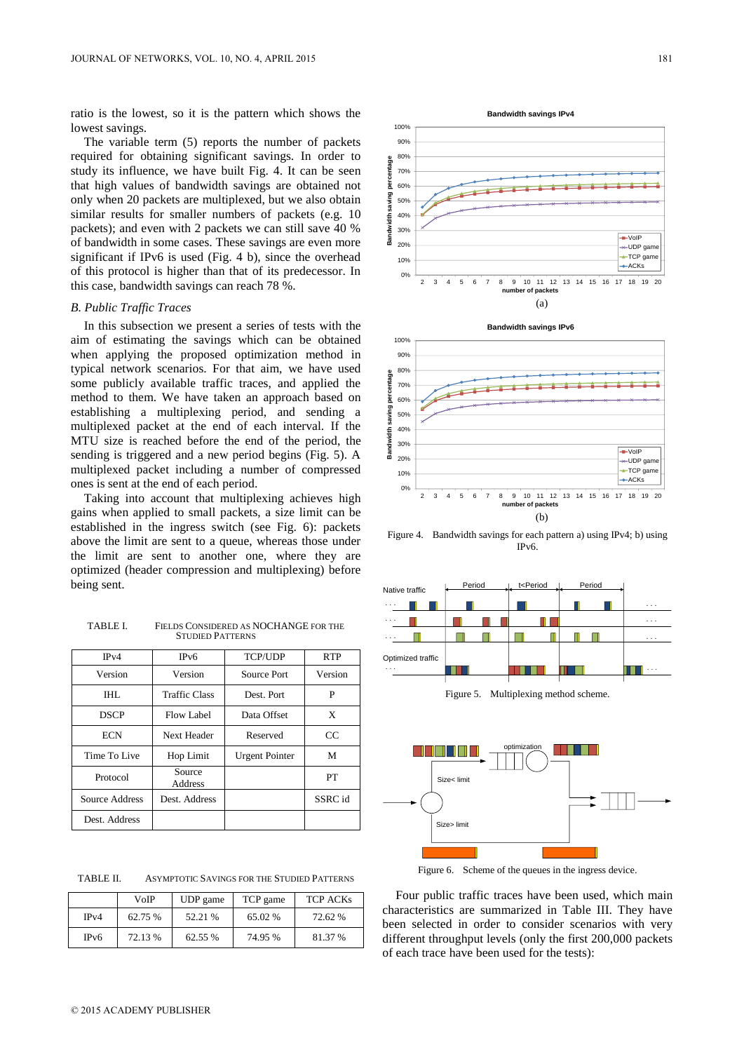ratio is the lowest, so it is the pattern which shows the lowest savings.

The variable term (5) reports the number of packets required for obtaining significant savings. In order to study its influence, we have built Fig. 4. It can be seen that high values of bandwidth savings are obtained not only when 20 packets are multiplexed, but we also obtain similar results for smaller numbers of packets (e.g. 10 packets); and even with 2 packets we can still save 40 % of bandwidth in some cases. These savings are even more significant if IPv6 is used (Fig. 4 b), since the overhead of this protocol is higher than that of its predecessor. In this case, bandwidth savings can reach 78 %.

### B. Public Traffic Traces

In this subsection we present a series of tests with the aim of estimating the savings which can be obtained when applying the proposed optimization method in typical network scenarios. For that aim, we have used some publicly available traffic traces, and applied the method to them. We have taken an approach based on establishing a multiplexing period, and sending a multiplexed packet at the end of each interval. If the MTU size is reached before the end of the period, the sending is triggered and a new period begins (Fig. 5). A multiplexed packet including a number of compressed ones is sent at the end of each period.

Taking into account that multiplexing achieves high gains when applied to small packets, a size limit can be established in the ingress switch (see Fig. 6): packets above the limit are sent to a queue, whereas those under the limit are sent to another one, where they are optimized (header compression and multiplexing) before being sent.

TABLE I. FIELDS CONSIDERED AS NOCHANGE FOR THE STUDIED PATTERNS

| IPv4 | IPv6 | TCP/UDP | RTP |
|---|---|---|---|
| Version | Version | Source Port | Version |
| IHL | Traffic Class | Dest. Port | P |
| DSCP | Flow Label | Data Offset | X |
| ECN | Next Header | Reserved | CC |
| Time To Live | Hop Limit | Urgent Pointer | M |
| Protocol | Source Address | | PT |
| Source Address | Dest. Address | | SSRC id |
| Dest. Address | | | |

TABLE II. ASYMPTOTIC SAVINGS FOR THE STUDIED PATTERNS

| | VoIP | UDP game | TCP game | TCP ACKs |
|---|---|---|---|---|
| IPv4 | 62.75 % | 52.21 % | 65.02 % | 72.62 % |
| IPv6 | 72.13 % | 62.55 % | 74.95 % | 81.37 % |

Figure 4. Bandwidth savings for each pattern a) using IPv4; b) using IPv6.

Figure 5. Multiplexing method scheme.

Figure 6. Scheme of the queues in the ingress device.

Four public traffic traces have been used, which main characteristics are summarized in Table III. They have been selected in order to consider scenarios with very different throughput levels (only the first 200,000 packets of each trace have been used for the tests):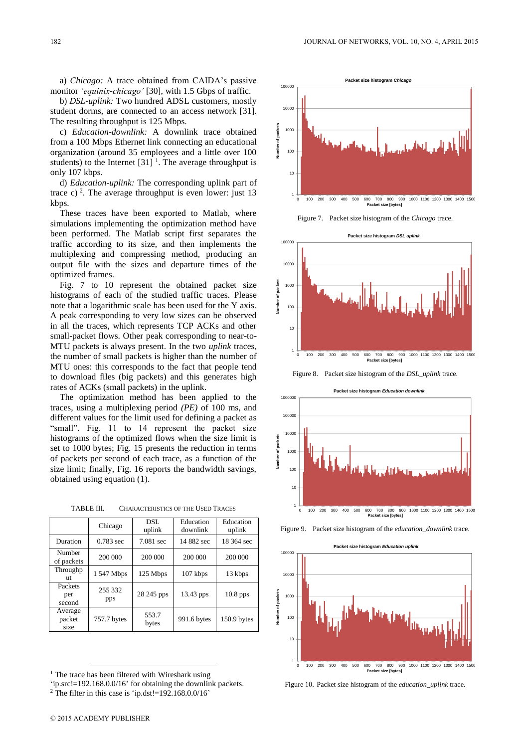a) *Chicago:* A trace obtained from CAIDA's passive monitor *'equinix-chicago'* [30], with 1.5 Gbps of traffic.

b) *DSL-uplink:* Two hundred ADSL customers, mostly student dorms, are connected to an access network [31]. The resulting throughput is 125 Mbps.

c) *Education-downlink:* A downlink trace obtained from a 100 Mbps Ethernet link connecting an educational organization (around 35 employees and a little over 100 students) to the Internet [31] [1]. The average throughput is only 107 kbps.

d) *Education-uplink:* The corresponding uplink part of trace c) [2]. The average throughput is even lower: just 13 kbps.

These traces have been exported to Matlab, where simulations implementing the optimization method have been performed. The Matlab script first separates the traffic according to its size, and then implements the multiplexing and compressing method, producing an output file with the sizes and departure times of the optimized frames.

Fig. 7 to 10 represent the obtained packet size histograms of each of the studied traffic traces. Please note that a logarithmic scale has been used for the Y axis. A peak corresponding to very low sizes can be observed in all the traces, which represents TCP ACKs and other small-packet flows. Other peak corresponding to near-to-MTU packets is always present. In the two *uplink* traces, the number of small packets is higher than the number of MTU ones: this corresponds to the fact that people tend to download files (big packets) and this generates high rates of ACKs (small packets) in the uplink.

The optimization method has been applied to the traces, using a multiplexing period *(PE)* of 100 ms, and different values for the limit used for defining a packet as "small". Fig. 11 to 14 represent the packet size histograms of the optimized flows when the size limit is set to 1000 bytes; Fig. 15 presents the reduction in terms of packets per second of each trace, as a function of the size limit; finally, Fig. 16 reports the bandwidth savings, obtained using equation (1).

TABLE III. CHARACTERISTICS OF THE USED TRACES

| | Chicago | DSL uplink | Education downlink | Education uplink |
|---|---|---|---|---|
| Duration | 0.783 sec | 7.081 sec | 14 882 sec | 18 364 sec |
| Number of packets | 200 000 | 200 000 | 200 000 | 200 000 |
| Throughput | 1 547 Mbps | 125 Mbps | 107 kbps | 13 kbps |
| Packets per second | 255 332 pps | 28 245 pps | 13.43 pps | 10.8 pps |
| Average packet size | 757.7 bytes | 553.7 bytes | 991.6 bytes | 150.9 bytes |

[1] The trace has been filtered with Wireshark using 'ip.src!=192.168.0.0/16' for obtaining the downlink packets.

[2] The filter in this case is 'ip.dst!=192.168.0.0/16'

Figure 7. Packet size histogram of the *Chicago* trace.

Figure 8. Packet size histogram of the *DSL_uplink* trace.

Figure 9. Packet size histogram of the *education_downlink* trace.

Figure 10. Packet size histogram of the *education_uplink* trace.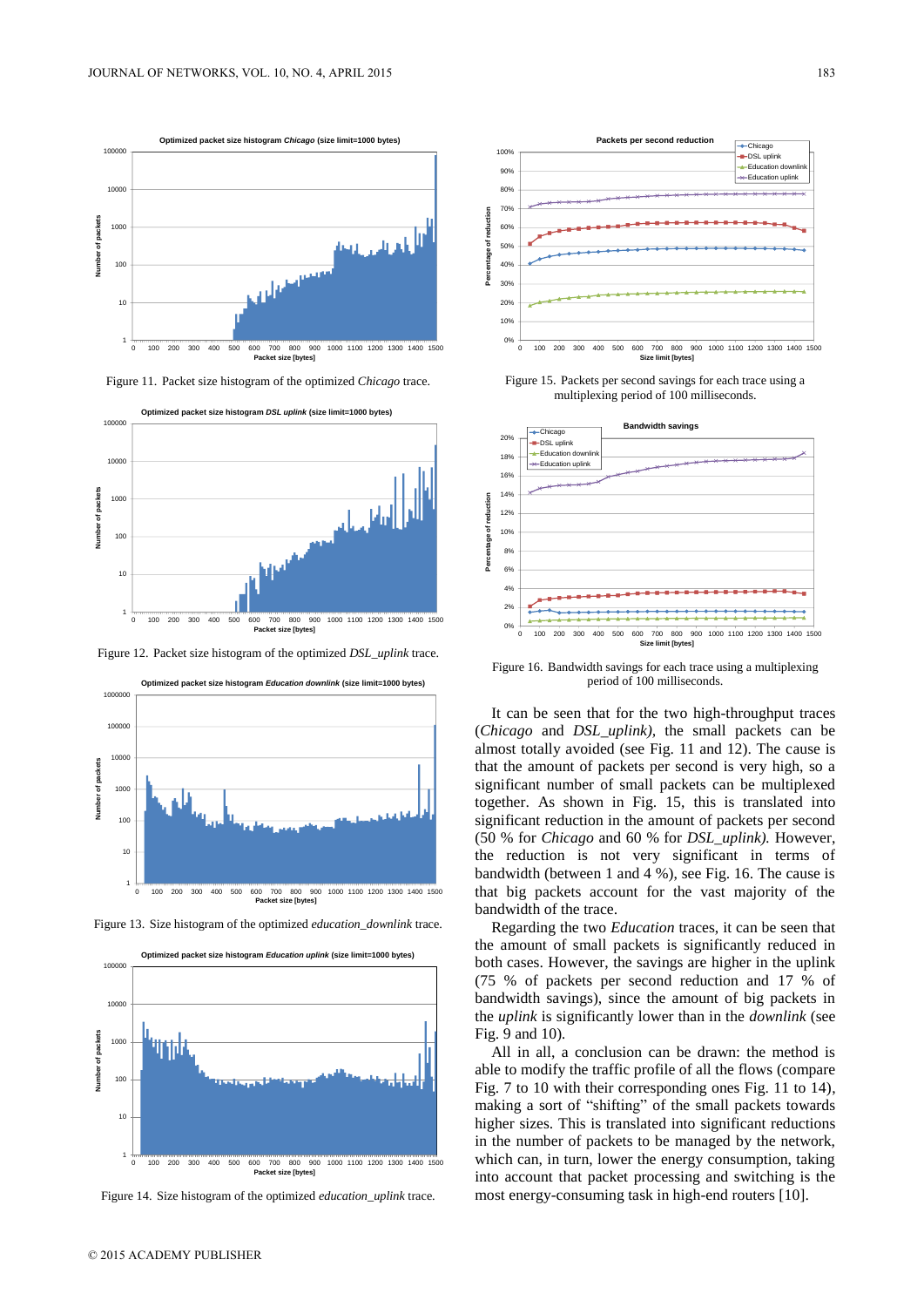Figure 11. Packet size histogram of the optimized *Chicago* trace.

Figure 12. Packet size histogram of the optimized *DSL_uplink* trace.

Figure 13. Size histogram of the optimized *education_downlink* trace.

Figure 14. Size histogram of the optimized *education_uplink* trace.

Figure 15. Packets per second savings for each trace using a multiplexing period of 100 milliseconds.

Figure 16. Bandwidth savings for each trace using a multiplexing period of 100 milliseconds.

It can be seen that for the two high-throughput traces (*Chicago* and *DSL_uplink),* the small packets can be almost totally avoided (see Fig. 11 and 12). The cause is that the amount of packets per second is very high, so a significant number of small packets can be multiplexed together. As shown in Fig. 15, this is translated into significant reduction in the amount of packets per second (50 % for *Chicago* and 60 % for *DSL_uplink).* However, the reduction is not very significant in terms of bandwidth (between 1 and 4 %), see Fig. 16. The cause is that big packets account for the vast majority of the bandwidth of the trace.

Regarding the two *Education* traces, it can be seen that the amount of small packets is significantly reduced in both cases. However, the savings are higher in the uplink (75 % of packets per second reduction and 17 % of bandwidth savings), since the amount of big packets in the *uplink* is significantly lower than in the *downlink* (see Fig. 9 and 10).

All in all, a conclusion can be drawn: the method is able to modify the traffic profile of all the flows (compare Fig. 7 to 10 with their corresponding ones Fig. 11 to 14), making a sort of "shifting" of the small packets towards higher sizes. This is translated into significant reductions in the number of packets to be managed by the network, which can, in turn, lower the energy consumption, taking into account that packet processing and switching is the most energy-consuming task in high-end routers [10].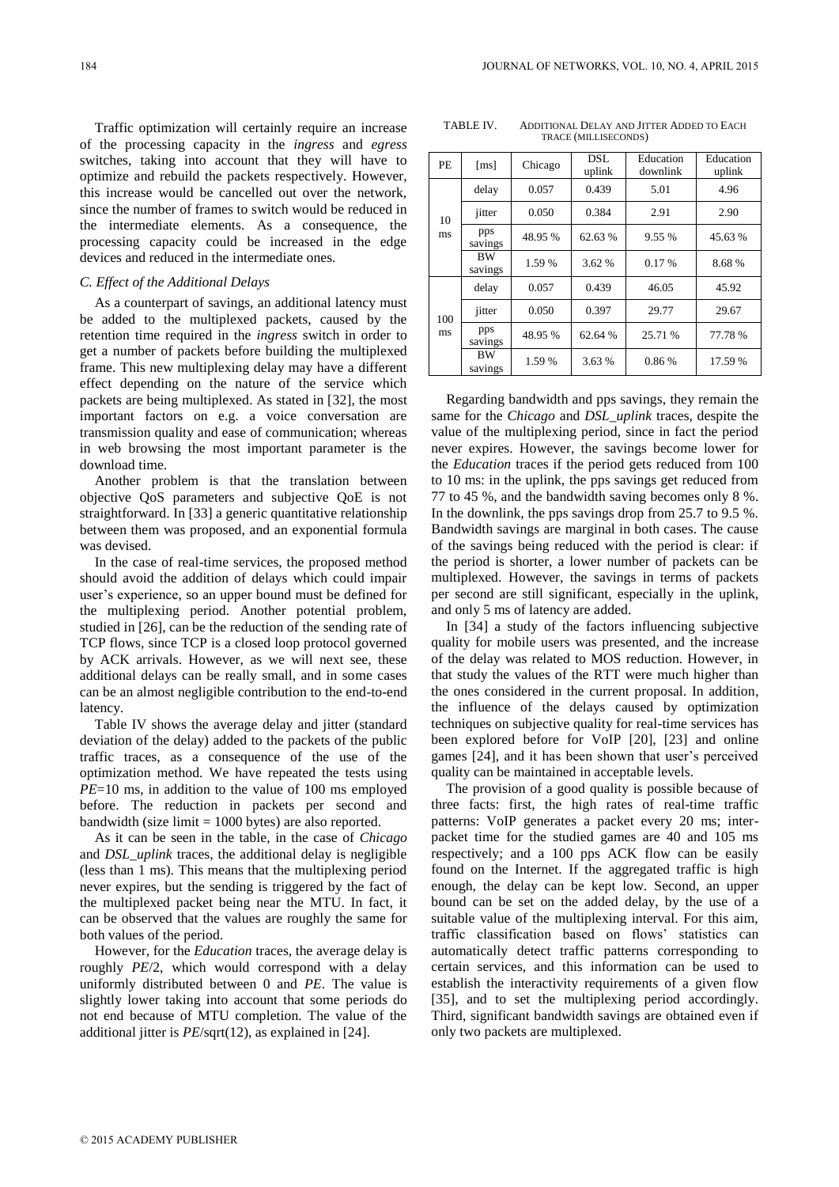Traffic optimization will certainly require an increase of the processing capacity in the *ingress* and *egress* switches, taking into account that they will have to optimize and rebuild the packets respectively. However, this increase would be cancelled out over the network, since the number of frames to switch would be reduced in the intermediate elements. As a consequence, the processing capacity could be increased in the edge devices and reduced in the intermediate ones.

### *C. Effect of the Additional Delays*

As a counterpart of savings, an additional latency must be added to the multiplexed packets, caused by the retention time required in the *ingress* switch in order to get a number of packets before building the multiplexed frame. This new multiplexing delay may have a different effect depending on the nature of the service which packets are being multiplexed. As stated in [32], the most important factors on e.g. a voice conversation are transmission quality and ease of communication; whereas in web browsing the most important parameter is the download time.

Another problem is that the translation between objective QoS parameters and subjective QoE is not straightforward. In [33] a generic quantitative relationship between them was proposed, and an exponential formula was devised.

In the case of real-time services, the proposed method should avoid the addition of delays which could impair user's experience, so an upper bound must be defined for the multiplexing period. Another potential problem, studied in [26], can be the reduction of the sending rate of TCP flows, since TCP is a closed loop protocol governed by ACK arrivals. However, as we will next see, these additional delays can be really small, and in some cases can be an almost negligible contribution to the end-to-end latency.

Table IV shows the average delay and jitter (standard deviation of the delay) added to the packets of the public traffic traces, as a consequence of the use of the optimization method. We have repeated the tests using *PE*=10 ms, in addition to the value of 100 ms employed before. The reduction in packets per second and bandwidth (size limit = 1000 bytes) are also reported.

As it can be seen in the table, in the case of *Chicago* and *DSL_uplink* traces, the additional delay is negligible (less than 1 ms). This means that the multiplexing period never expires, but the sending is triggered by the fact of the multiplexed packet being near the MTU. In fact, it can be observed that the values are roughly the same for both values of the period.

However, for the *Education* traces, the average delay is roughly *PE*/2, which would correspond with a delay uniformly distributed between 0 and *PE*. The value is slightly lower taking into account that some periods do not end because of MTU completion. The value of the additional jitter is *PE*/sqrt(12), as explained in [24].

TABLE IV. ADDITIONAL DELAY AND JITTER ADDED TO EACH TRACE (MILLISECONDS)

| PE | [ms] | Chicago | DSL uplink | Education downlink | Education uplink |
|---|---|---|---|---|---|
| 10 ms | delay | 0.057 | 0.439 | 5.01 | 4.96 |
| | jitter | 0.050 | 0.384 | 2.91 | 2.90 |
| | pps savings | 48.95 % | 62.63 % | 9.55 % | 45.63 % |
| | BW savings | 1.59 % | 3.62 % | 0.17 % | 8.68 % |
| 100 ms | delay | 0.057 | 0.439 | 46.05 | 45.92 |
| | jitter | 0.050 | 0.397 | 29.77 | 29.67 |
| | pps savings | 48.95 % | 62.64 % | 25.71 % | 77.78 % |
| | BW savings | 1.59 % | 3.63 % | 0.86 % | 17.59 % |

Regarding bandwidth and pps savings, they remain the same for the *Chicago* and *DSL_uplink* traces, despite the value of the multiplexing period, since in fact the period never expires. However, the savings become lower for the *Education* traces if the period gets reduced from 100 to 10 ms: in the uplink, the pps savings get reduced from 77 to 45 %, and the bandwidth saving becomes only 8 %. In the downlink, the pps savings drop from 25.7 to 9.5 %. Bandwidth savings are marginal in both cases. The cause of the savings being reduced with the period is clear: if the period is shorter, a lower number of packets can be multiplexed. However, the savings in terms of packets per second are still significant, especially in the uplink, and only 5 ms of latency are added.

In [34] a study of the factors influencing subjective quality for mobile users was presented, and the increase of the delay was related to MOS reduction. However, in that study the values of the RTT were much higher than the ones considered in the current proposal. In addition, the influence of the delays caused by optimization techniques on subjective quality for real-time services has been explored before for VoIP [20], [23] and online games [24], and it has been shown that user's perceived quality can be maintained in acceptable levels.

The provision of a good quality is possible because of three facts: first, the high rates of real-time traffic patterns: VoIP generates a packet every 20 ms; inter-packet time for the studied games are 40 and 105 ms respectively; and a 100 pps ACK flow can be easily found on the Internet. If the aggregated traffic is high enough, the delay can be kept low. Second, an upper bound can be set on the added delay, by the use of a suitable value of the multiplexing interval. For this aim, traffic classification based on flows' statistics can automatically detect traffic patterns corresponding to certain services, and this information can be used to establish the interactivity requirements of a given flow [35], and to set the multiplexing period accordingly. Third, significant bandwidth savings are obtained even if only two packets are multiplexed.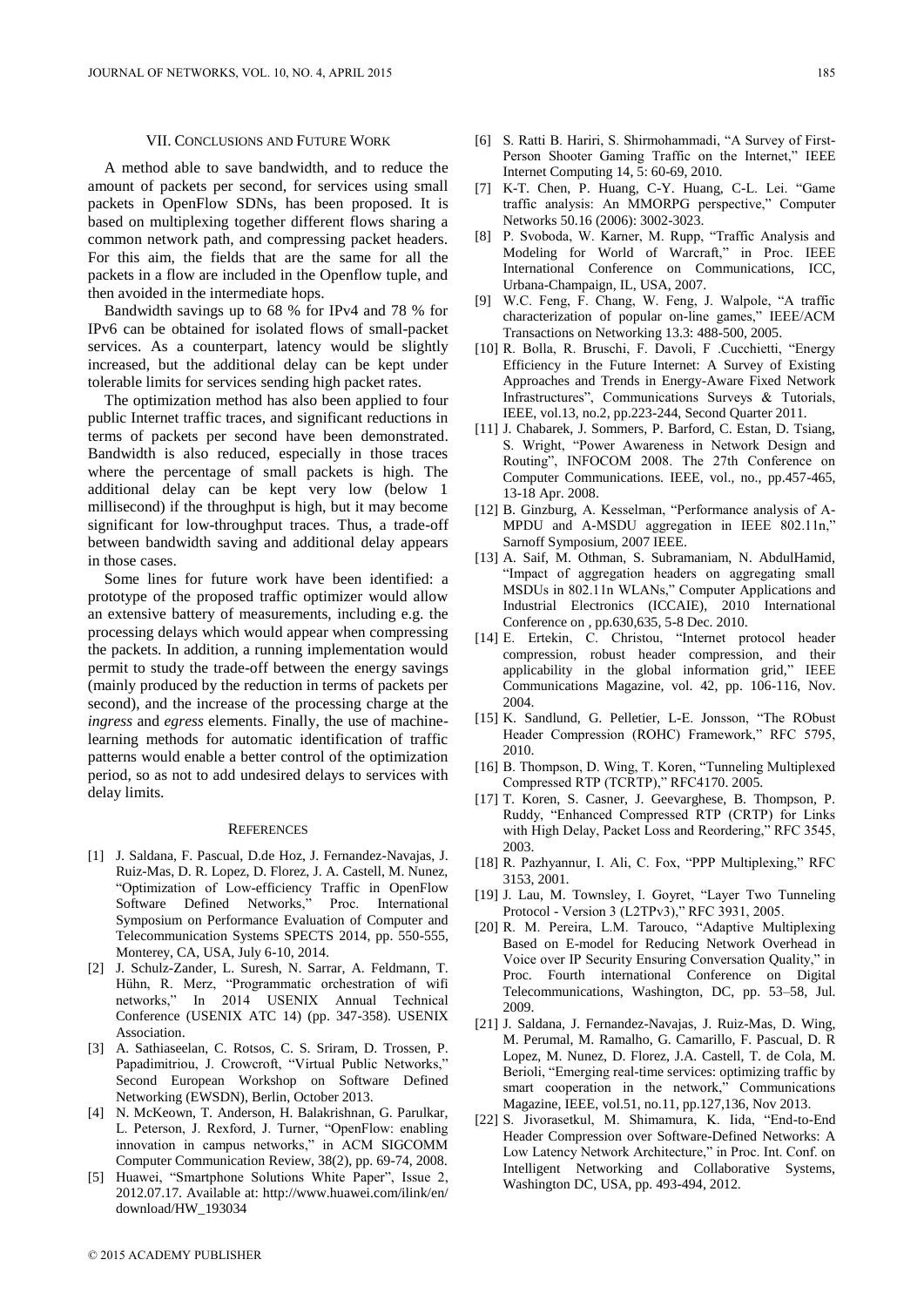## VII. Conclusions and Future Work

A method able to save bandwidth, and to reduce the amount of packets per second, for services using small packets in OpenFlow SDNs, has been proposed. It is based on multiplexing together different flows sharing a common network path, and compressing packet headers. For this aim, the fields that are the same for all the packets in a flow are included in the Openflow tuple, and then avoided in the intermediate hops.

Bandwidth savings up to 68 % for IPv4 and 78 % for IPv6 can be obtained for isolated flows of small-packet services. As a counterpart, latency would be slightly increased, but the additional delay can be kept under tolerable limits for services sending high packet rates.

The optimization method has also been applied to four public Internet traffic traces, and significant reductions in terms of packets per second have been demonstrated. Bandwidth is also reduced, especially in those traces where the percentage of small packets is high. The additional delay can be kept very low (below 1 millisecond) if the throughput is high, but it may become significant for low-throughput traces. Thus, a trade-off between bandwidth saving and additional delay appears in those cases.

Some lines for future work have been identified: a prototype of the proposed traffic optimizer would allow an extensive battery of measurements, including e.g. the processing delays which would appear when compressing the packets. In addition, a running implementation would permit to study the trade-off between the energy savings (mainly produced by the reduction in terms of packets per second), and the increase of the processing charge at the *ingress* and *egress* elements. Finally, the use of machine-learning methods for automatic identification of traffic patterns would enable a better control of the optimization period, so as not to add undesired delays to services with delay limits.

## References

[1] J. Saldana, F. Pascual, D.de Hoz, J. Fernandez-Navajas, J. Ruiz-Mas, D. R. Lopez, D. Florez, J. A. Castell, M. Nunez, "Optimization of Low-efficiency Traffic in OpenFlow Software Defined Networks," Proc. International Symposium on Performance Evaluation of Computer and Telecommunication Systems SPECTS 2014, pp. 550-555, Monterey, CA, USA, July 6-10, 2014.

[2] J. Schulz-Zander, L. Suresh, N. Sarrar, A. Feldmann, T. Hühn, R. Merz, "Programmatic orchestration of wifi networks," In 2014 USENIX Annual Technical Conference (USENIX ATC 14) (pp. 347-358). USENIX Association.

[3] A. Sathiaseelan, C. Rotsos, C. S. Sriram, D. Trossen, P. Papadimitriou, J. Crowcroft, "Virtual Public Networks," Second European Workshop on Software Defined Networking (EWSDN), Berlin, October 2013.

[4] N. McKeown, T. Anderson, H. Balakrishnan, G. Parulkar, L. Peterson, J. Rexford, J. Turner, "OpenFlow: enabling innovation in campus networks," in ACM SIGCOMM Computer Communication Review, 38(2), pp. 69-74, 2008.

[5] Huawei, "Smartphone Solutions White Paper", Issue 2, 2012.07.17. Available at: http://www.huawei.com/ilink/en/download/HW_193034

[6] S. Ratti B. Hariri, S. Shirmohammadi, "A Survey of First-Person Shooter Gaming Traffic on the Internet," IEEE Internet Computing 14, 5: 60-69, 2010.

[7] K-T. Chen, P. Huang, C-Y. Huang, C-L. Lei. "Game traffic analysis: An MMORPG perspective," Computer Networks 50.16 (2006): 3002-3023.

[8] P. Svoboda, W. Karner, M. Rupp, "Traffic Analysis and Modeling for World of Warcraft," in Proc. IEEE International Conference on Communications, ICC, Urbana-Champaign, IL, USA, 2007.

[9] W.C. Feng, F. Chang, W. Feng, J. Walpole, "A traffic characterization of popular on-line games," IEEE/ACM Transactions on Networking 13.3: 488-500, 2005.

[10] R. Bolla, R. Bruschi, F. Davoli, F .Cucchietti, "Energy Efficiency in the Future Internet: A Survey of Existing Approaches and Trends in Energy-Aware Fixed Network Infrastructures", Communications Surveys & Tutorials, IEEE, vol.13, no.2, pp.223-244, Second Quarter 2011.

[11] J. Chabarek, J. Sommers, P. Barford, C. Estan, D. Tsiang, S. Wright, "Power Awareness in Network Design and Routing", INFOCOM 2008. The 27th Conference on Computer Communications. IEEE, vol., no., pp.457-465, 13-18 Apr. 2008.

[12] B. Ginzburg, A. Kesselman, "Performance analysis of A-MPDU and A-MSDU aggregation in IEEE 802.11n," Sarnoff Symposium, 2007 IEEE.

[13] A. Saif, M. Othman, S. Subramaniam, N. AbdulHamid, "Impact of aggregation headers on aggregating small MSDUs in 802.11n WLANs," Computer Applications and Industrial Electronics (ICCAIE), 2010 International Conference on , pp.630,635, 5-8 Dec. 2010.

[14] E. Ertekin, C. Christou, "Internet protocol header compression, robust header compression, and their applicability in the global information grid," IEEE Communications Magazine, vol. 42, pp. 106-116, Nov. 2004.

[15] K. Sandlund, G. Pelletier, L-E. Jonsson, "The RObust Header Compression (ROHC) Framework," RFC 5795, 2010.

[16] B. Thompson, D. Wing, T. Koren, "Tunneling Multiplexed Compressed RTP (TCRTP)," RFC4170. 2005.

[17] T. Koren, S. Casner, J. Geevarghese, B. Thompson, P. Ruddy, "Enhanced Compressed RTP (CRTP) for Links with High Delay, Packet Loss and Reordering," RFC 3545, 2003.

[18] R. Pazhyannur, I. Ali, C. Fox, "PPP Multiplexing," RFC 3153, 2001.

[19] J. Lau, M. Townsley, I. Goyret, "Layer Two Tunneling Protocol - Version 3 (L2TPv3)," RFC 3931, 2005.

[20] R. M. Pereira, L.M. Tarouco, "Adaptive Multiplexing Based on E-model for Reducing Network Overhead in Voice over IP Security Ensuring Conversation Quality," in Proc. Fourth international Conference on Digital Telecommunications, Washington, DC, pp. 53–58, Jul. 2009.

[21] J. Saldana, J. Fernandez-Navajas, J. Ruiz-Mas, D. Wing, M. Perumal, M. Ramalho, G. Camarillo, F. Pascual, D. R Lopez, M. Nunez, D. Florez, J.A. Castell, T. de Cola, M. Berioli, "Emerging real-time services: optimizing traffic by smart cooperation in the network," Communications Magazine, IEEE, vol.51, no.11, pp.127,136, Nov 2013.

[22] S. Jivorasetkul, M. Shimamura, K. Iida, "End-to-End Header Compression over Software-Defined Networks: A Low Latency Network Architecture," in Proc. Int. Conf. on Intelligent Networking and Collaborative Systems, Washington DC, USA, pp. 493-494, 2012.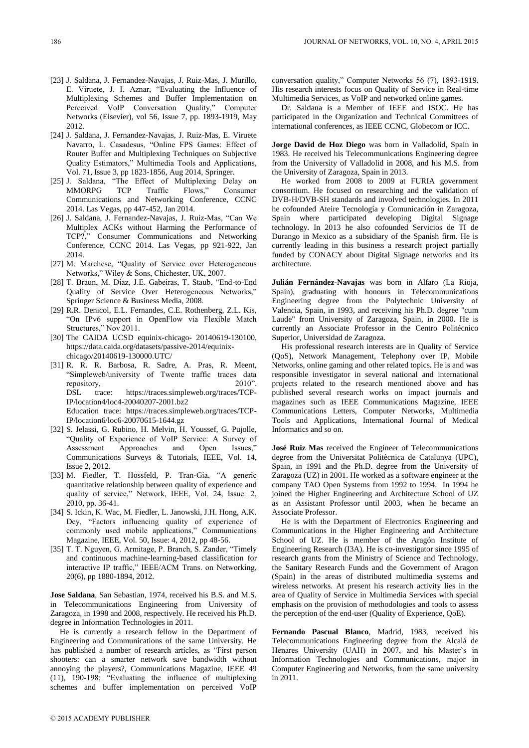[23] J. Saldana, J. Fernandez-Navajas, J. Ruiz-Mas, J. Murillo, E. Viruete, J. I. Aznar, "Evaluating the Influence of Multiplexing Schemes and Buffer Implementation on Perceived VoIP Conversation Quality," Computer Networks (Elsevier), vol 56, Issue 7, pp. 1893-1919, May 2012.

[24] J. Saldana, J. Fernandez-Navajas, J. Ruiz-Mas, E. Viruete Navarro, L. Casadesus, "Online FPS Games: Effect of Router Buffer and Multiplexing Techniques on Subjective Quality Estimators," Multimedia Tools and Applications, Vol. 71, Issue 3, pp 1823-1856, Aug 2014, Springer.

[25] J. Saldana, "The Effect of Multiplexing Delay on MMORPG TCP Traffic Flows," Consumer Communications and Networking Conference, CCNC 2014. Las Vegas, pp 447-452, Jan 2014.

[26] J. Saldana, J. Fernandez-Navajas, J. Ruiz-Mas, "Can We Multiplex ACKs without Harming the Performance of TCP?," Consumer Communications and Networking Conference, CCNC 2014. Las Vegas, pp 921-922, Jan 2014.

[27] M. Marchese, "Quality of Service over Heterogeneous Networks," Wiley & Sons, Chichester, UK, 2007.

[28] T. Braun, M. Diaz, J.E. Gabeiras, T. Staub, "End-to-End Quality of Service Over Heterogeneous Networks," Springer Science & Business Media, 2008.

[29] R.R. Denicol, E.L. Fernandes, C.E. Rothenberg, Z.L. Kis, "On IPv6 support in OpenFlow via Flexible Match Structures," Nov 2011.

[30] The CAIDA UCSD equinix-chicago- 20140619-130100, https://data.caida.org/datasets/passive-2014/equinix-chicago/20140619-130000.UTC/

[31] R. R. R. Barbosa, R. Sadre, A. Pras, R. Meent, "Simpleweb/university of Twente traffic traces data repository, 2010". DSL trace: https://traces.simpleweb.org/traces/TCP-IP/location4/loc4-20040207-2001.bz2
Education trace: https://traces.simpleweb.org/traces/TCP-IP/location6/loc6-20070615-1644.gz

[32] S. Jelassi, G. Rubino, H. Melvin, H. Youssef, G. Pujolle, "Quality of Experience of VoIP Service: A Survey of Assessment Approaches and Open Issues," Communications Surveys & Tutorials, IEEE, Vol. 14, Issue 2, 2012.

[33] M. Fiedler, T. Hossfeld, P. Tran-Gia, "A generic quantitative relationship between quality of experience and quality of service," Network, IEEE, Vol. 24, Issue: 2, 2010, pp. 36-41.

[34] S. Ickin, K. Wac, M. Fiedler, L. Janowski, J.H. Hong, A.K. Dey, "Factors influencing quality of experience of commonly used mobile applications," Communications Magazine, IEEE, Vol. 50, Issue: 4, 2012, pp 48-56.

[35] T. T. Nguyen, G. Armitage, P. Branch, S. Zander, "Timely and continuous machine-learning-based classification for interactive IP traffic," IEEE/ACM Trans. on Networking, 20(6), pp 1880-1894, 2012.

**Jose Saldana**, San Sebastian, 1974, received his B.S. and M.S. in Telecommunications Engineering from University of Zaragoza, in 1998 and 2008, respectively. He received his Ph.D. degree in Information Technologies in 2011.

He is currently a research fellow in the Department of Engineering and Communications of the same University. He has published a number of research articles, as "First person shooters: can a smarter network save bandwidth without annoying the players?, Communications Magazine, IEEE 49 (11), 190-198; "Evaluating the influence of multiplexing schemes and buffer implementation on perceived VoIP conversation quality," Computer Networks 56 (7), 1893-1919. His research interests focus on Quality of Service in Real-time Multimedia Services, as VoIP and networked online games.

Dr. Saldana is a Member of IEEE and ISOC. He has participated in the Organization and Technical Committees of international conferences, as IEEE CCNC, Globecom or ICC.

**Jorge David de Hoz Diego** was born in Valladolid, Spain in 1983. He received his Telecommunications Engineering degree from the University of Valladolid in 2008, and his M.S. from the University of Zaragoza, Spain in 2013.

He worked from 2008 to 2009 at FURIA government consortium. He focused on researching and the validation of DVB-H/DVB-SH standards and involved technologies. In 2011 he cofounded Ateire Tecnología y Comunicación in Zaragoza, Spain where participated developing Digital Signage technology. In 2013 he also cofounded Servicios de TI de Durango in Mexico as a subsidiary of the Spanish firm. He is currently leading in this business a research project partially funded by CONACY about Digital Signage networks and its architecture.

**Julián Fernández-Navajas** was born in Alfaro (La Rioja, Spain), graduating with honours in Telecommunications Engineering degree from the Polytechnic University of Valencia, Spain, in 1993, and receiving his Ph.D. degree "cum Laude" from University of Zaragoza, Spain, in 2000. He is currently an Associate Professor in the Centro Politécnico Superior, Universidad de Zaragoza.

His professional research interests are in Quality of Service (QoS), Network Management, Telephony over IP, Mobile Networks, online gaming and other related topics. He is and was responsible investigator in several national and international projects related to the research mentioned above and has published several research works on impact journals and magazines such as IEEE Communications Magazine, IEEE Communications Letters, Computer Networks, Multimedia Tools and Applications, International Journal of Medical Informatics and so on.

**José Ruiz Mas** received the Engineer of Telecommunications degree from the Universitat Politècnica de Catalunya (UPC), Spain, in 1991 and the Ph.D. degree from the University of Zaragoza (UZ) in 2001. He worked as a software engineer at the company TAO Open Systems from 1992 to 1994. In 1994 he joined the Higher Engineering and Architecture School of UZ as an Assistant Professor until 2003, when he became an Associate Professor.

He is with the Department of Electronics Engineering and Communications in the Higher Engineering and Architecture School of UZ. He is member of the Aragón Institute of Engineering Research (I3A). He is co-investigator since 1995 of research grants from the Ministry of Science and Technology, the Sanitary Research Funds and the Government of Aragon (Spain) in the areas of distributed multimedia systems and wireless networks. At present his research activity lies in the area of Quality of Service in Multimedia Services with special emphasis on the provision of methodologies and tools to assess the perception of the end-user (Quality of Experience, QoE).

**Fernando Pascual Blanco**, Madrid, 1983, received his Telecommunications Engineering degree from the Alcalá de Henares University (UAH) in 2007, and his Master's in Information Technologies and Communications, major in Computer Engineering and Networks, from the same university in 2011.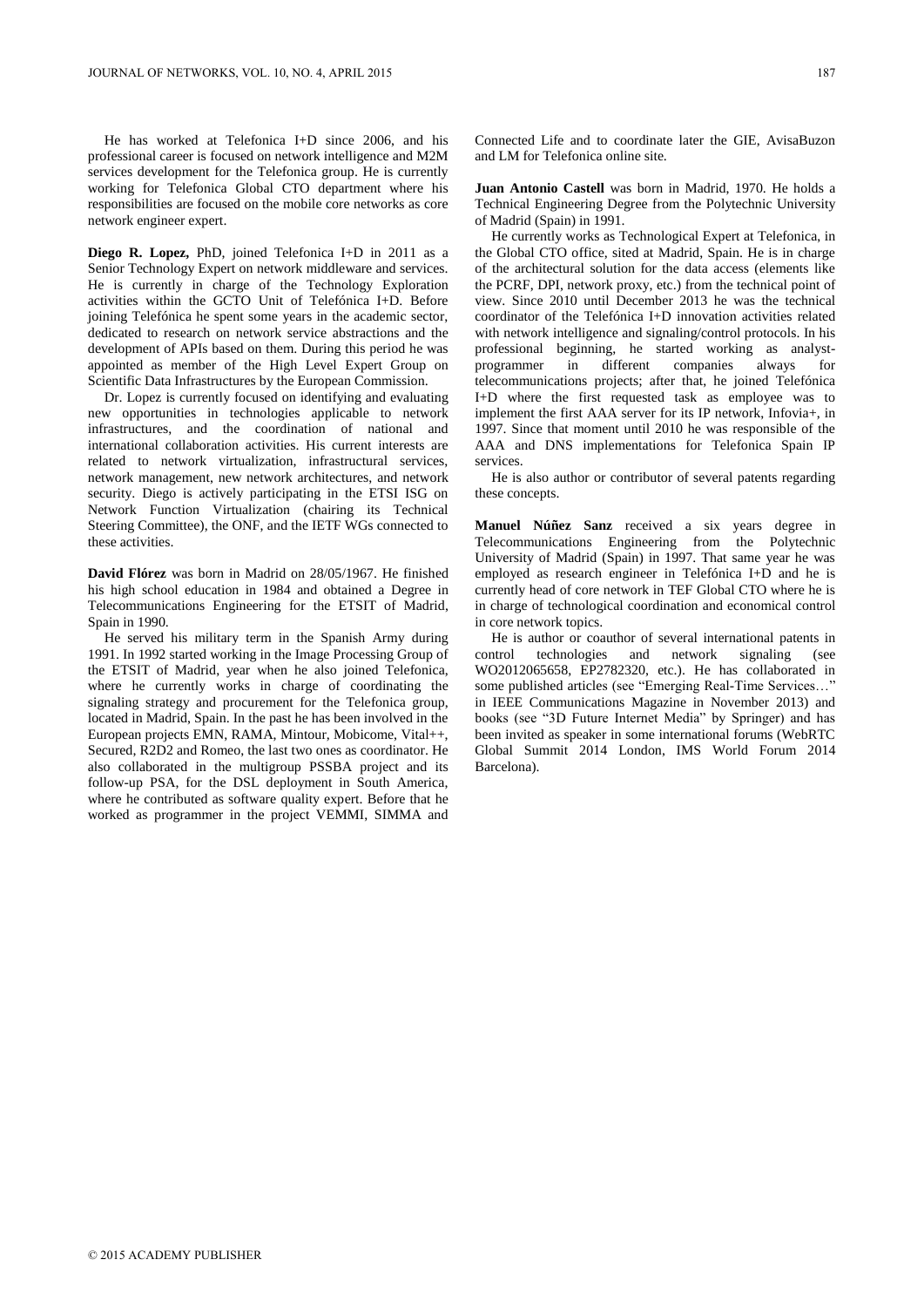He has worked at Telefonica I+D since 2006, and his professional career is focused on network intelligence and M2M services development for the Telefonica group. He is currently working for Telefonica Global CTO department where his responsibilities are focused on the mobile core networks as core network engineer expert.

**Diego R. Lopez,** PhD, joined Telefonica I+D in 2011 as a Senior Technology Expert on network middleware and services. He is currently in charge of the Technology Exploration activities within the GCTO Unit of Telefónica I+D. Before joining Telefónica he spent some years in the academic sector, dedicated to research on network service abstractions and the development of APIs based on them. During this period he was appointed as member of the High Level Expert Group on Scientific Data Infrastructures by the European Commission.

Dr. Lopez is currently focused on identifying and evaluating new opportunities in technologies applicable to network infrastructures, and the coordination of national and international collaboration activities. His current interests are related to network virtualization, infrastructural services, network management, new network architectures, and network security. Diego is actively participating in the ETSI ISG on Network Function Virtualization (chairing its Technical Steering Committee), the ONF, and the IETF WGs connected to these activities.

**David Flórez** was born in Madrid on 28/05/1967. He finished his high school education in 1984 and obtained a Degree in Telecommunications Engineering for the ETSIT of Madrid, Spain in 1990.

He served his military term in the Spanish Army during 1991. In 1992 started working in the Image Processing Group of the ETSIT of Madrid, year when he also joined Telefonica, where he currently works in charge of coordinating the signaling strategy and procurement for the Telefonica group, located in Madrid, Spain. In the past he has been involved in the European projects EMN, RAMA, Mintour, Mobicome, Vital++, Secured, R2D2 and Romeo, the last two ones as coordinator. He also collaborated in the multigroup PSSBA project and its follow-up PSA, for the DSL deployment in South America, where he contributed as software quality expert. Before that he worked as programmer in the project VEMMI, SIMMA and Connected Life and to coordinate later the GIE, AvisaBuzon and LM for Telefonica online site.

**Juan Antonio Castell** was born in Madrid, 1970. He holds a Technical Engineering Degree from the Polytechnic University of Madrid (Spain) in 1991.

He currently works as Technological Expert at Telefonica, in the Global CTO office, sited at Madrid, Spain. He is in charge of the architectural solution for the data access (elements like the PCRF, DPI, network proxy, etc.) from the technical point of view. Since 2010 until December 2013 he was the technical coordinator of the Telefónica I+D innovation activities related with network intelligence and signaling/control protocols. In his professional beginning, he started working as analyst-programmer in different companies always for telecommunications projects; after that, he joined Telefónica I+D where the first requested task as employee was to implement the first AAA server for its IP network, Infovia+, in 1997. Since that moment until 2010 he was responsible of the AAA and DNS implementations for Telefonica Spain IP services.

He is also author or contributor of several patents regarding these concepts.

**Manuel Núñez Sanz** received a six years degree in Telecommunications Engineering from the Polytechnic University of Madrid (Spain) in 1997. That same year he was employed as research engineer in Telefónica I+D and he is currently head of core network in TEF Global CTO where he is in charge of technological coordination and economical control in core network topics.

He is author or coauthor of several international patents in control technologies and network signaling (see WO2012065658, EP2782320, etc.). He has collaborated in some published articles (see "Emerging Real-Time Services…" in IEEE Communications Magazine in November 2013) and books (see "3D Future Internet Media" by Springer) and has been invited as speaker in some international forums (WebRTC Global Summit 2014 London, IMS World Forum 2014 Barcelona).